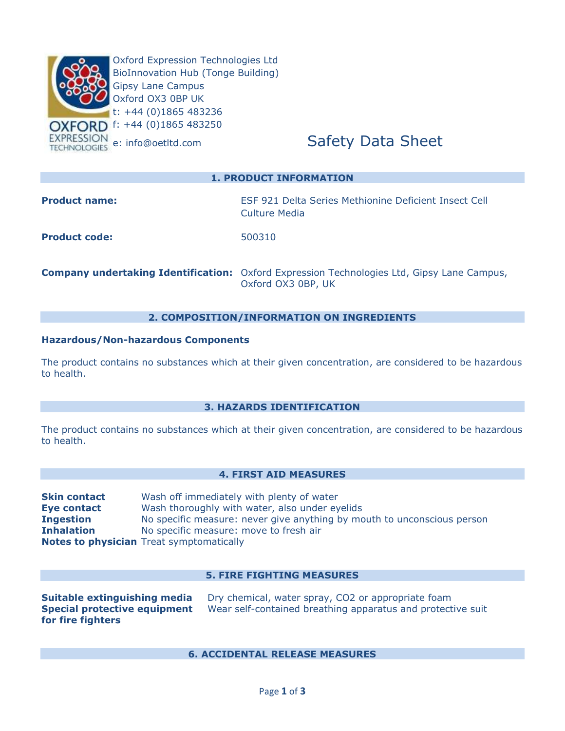Oxford Expression Technologies Ltd
BioInnovation Hub (Tonge Building)
Gipsy Lane Campus
Oxford OX3 0BP UK
t: +44 (0)1865 483236
f: +44 (0)1865 483250
e: info@oetltd.com

# Safety Data Sheet

## 1. PRODUCT INFORMATION

**Product name:** ESF 921 Delta Series Methionine Deficient Insect Cell Culture Media

**Product code:** 500310

**Company undertaking Identification:** Oxford Expression Technologies Ltd, Gipsy Lane Campus, Oxford OX3 0BP, UK

## 2. COMPOSITION/INFORMATION ON INGREDIENTS

**Hazardous/Non-hazardous Components**

The product contains no substances which at their given concentration, are considered to be hazardous to health.

## 3. HAZARDS IDENTIFICATION

The product contains no substances which at their given concentration, are considered to be hazardous to health.

## 4. FIRST AID MEASURES

**Skin contact** Wash off immediately with plenty of water
**Eye contact** Wash thoroughly with water, also under eyelids
**Ingestion** No specific measure: never give anything by mouth to unconscious person
**Inhalation** No specific measure: move to fresh air
**Notes to physician** Treat symptomatically

## 5. FIRE FIGHTING MEASURES

**Suitable extinguishing media** Dry chemical, water spray, $CO_2$ or appropriate foam
**Special protective equipment for fire fighters** Wear self-contained breathing apparatus and protective suit

## 6. ACCIDENTAL RELEASE MEASURES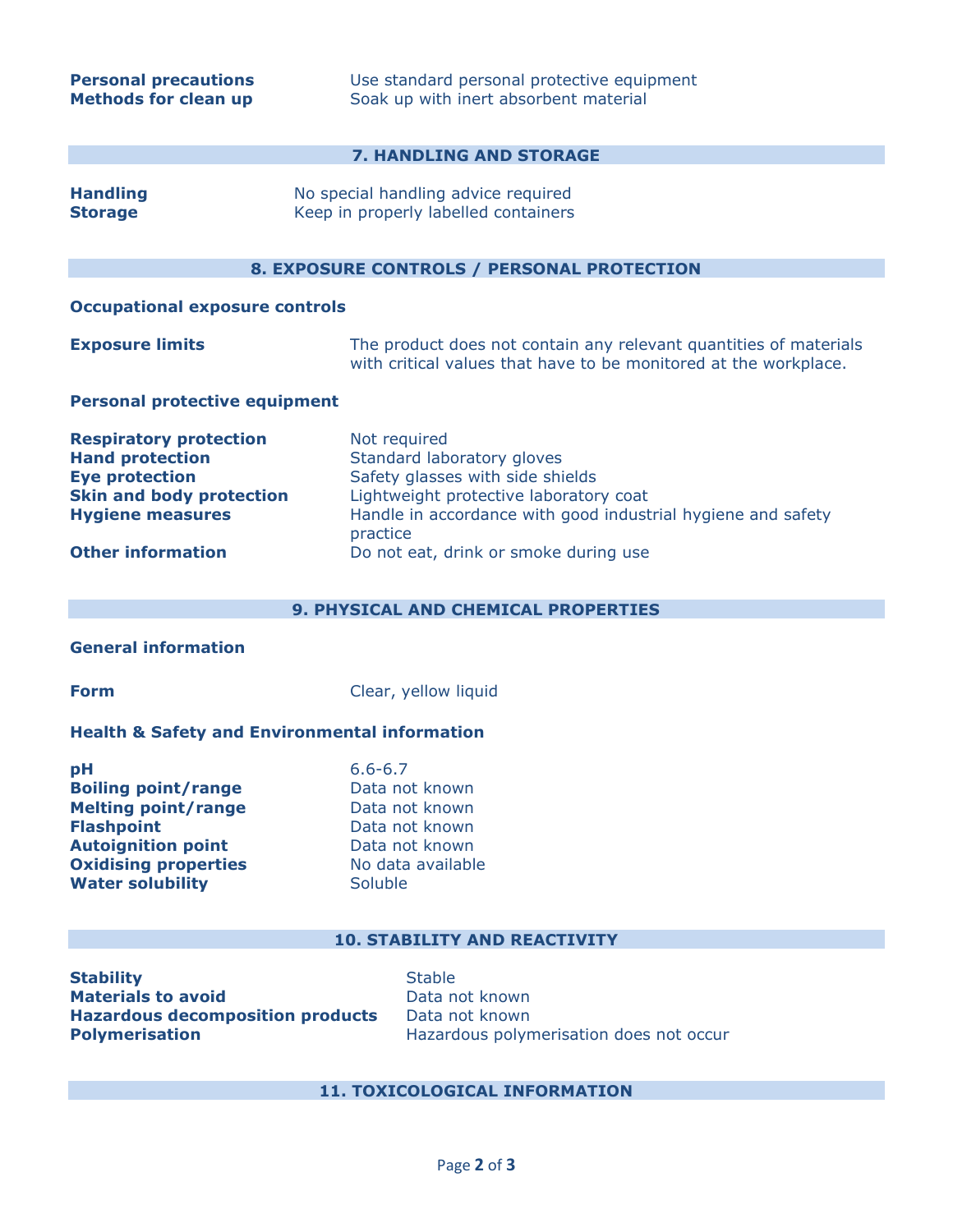**Personal precautions** Use standard personal protective equipment
**Methods for clean up** Soak up with inert absorbent material

## 7. HANDLING AND STORAGE

**Handling** No special handling advice required
**Storage** Keep in properly labelled containers

## 8. EXPOSURE CONTROLS / PERSONAL PROTECTION

**Occupational exposure controls**

**Exposure limits** The product does not contain any relevant quantities of materials with critical values that have to be monitored at the workplace.

**Personal protective equipment**

**Respiratory protection** Not required
**Hand protection** Standard laboratory gloves
**Eye protection** Safety glasses with side shields
**Skin and body protection** Lightweight protective laboratory coat
**Hygiene measures** Handle in accordance with good industrial hygiene and safety practice
**Other information** Do not eat, drink or smoke during use

## 9. PHYSICAL AND CHEMICAL PROPERTIES

**General information**

**Form** Clear, yellow liquid

**Health & Safety and Environmental information**

**pH** 6.6-6.7
**Boiling point/range** Data not known
**Melting point/range** Data not known
**Flashpoint** Data not known
**Autoignition point** Data not known
**Oxidising properties** No data available
**Water solubility** Soluble

## 10. STABILITY AND REACTIVITY

**Stability** Stable
**Materials to avoid** Data not known
**Hazardous decomposition products** Data not known
**Polymerisation** Hazardous polymerisation does not occur

## 11. TOXICOLOGICAL INFORMATION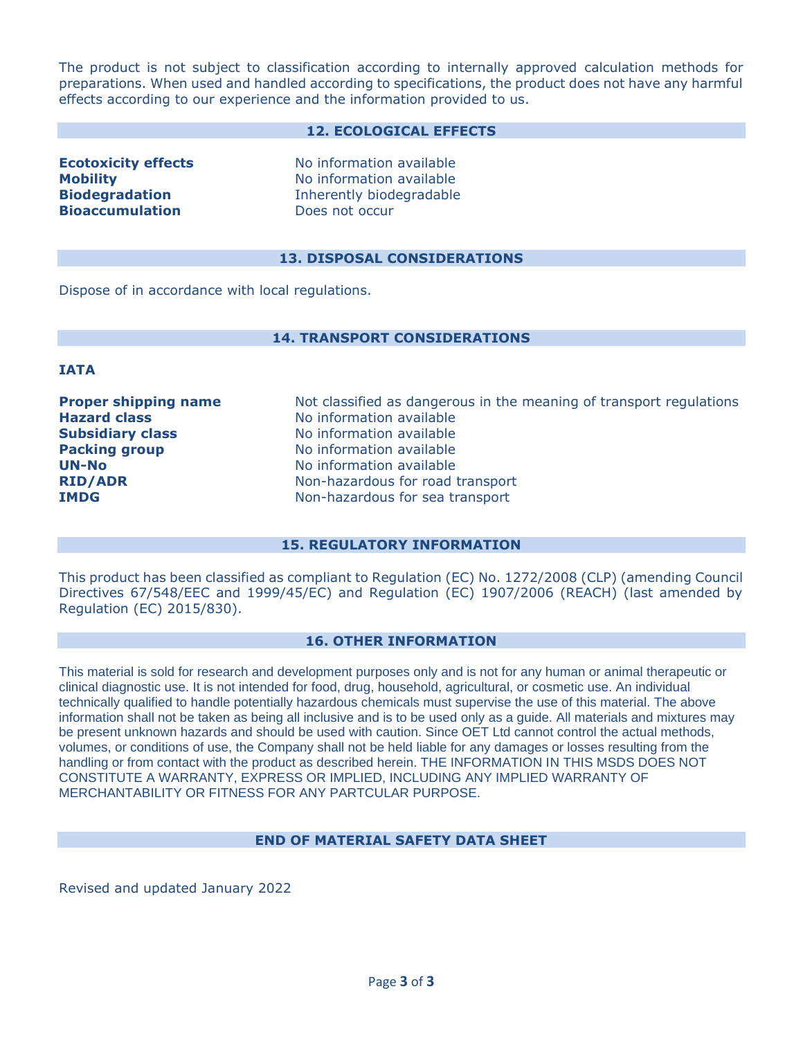The product is not subject to classification according to internally approved calculation methods for preparations. When used and handled according to specifications, the product does not have any harmful effects according to our experience and the information provided to us.

## 12. ECOLOGICAL EFFECTS

| | |
|---|---|
| **Ecotoxicity effects** | No information available |
| **Mobility** | No information available |
| **Biodegradation** | Inherently biodegradable |
| **Bioaccumulation** | Does not occur |

## 13. DISPOSAL CONSIDERATIONS

Dispose of in accordance with local regulations.

## 14. TRANSPORT CONSIDERATIONS

**IATA**

| | |
|---|---|
| **Proper shipping name** | Not classified as dangerous in the meaning of transport regulations |
| **Hazard class** | No information available |
| **Subsidiary class** | No information available |
| **Packing group** | No information available |
| **UN-No** | No information available |
| **RID/ADR** | Non-hazardous for road transport |
| **IMDG** | Non-hazardous for sea transport |

## 15. REGULATORY INFORMATION

This product has been classified as compliant to Regulation (EC) No. 1272/2008 (CLP) (amending Council Directives 67/548/EEC and 1999/45/EC) and Regulation (EC) 1907/2006 (REACH) (last amended by Regulation (EC) 2015/830).

## 16. OTHER INFORMATION

This material is sold for research and development purposes only and is not for any human or animal therapeutic or clinical diagnostic use. It is not intended for food, drug, household, agricultural, or cosmetic use. An individual technically qualified to handle potentially hazardous chemicals must supervise the use of this material. The above information shall not be taken as being all inclusive and is to be used only as a guide. All materials and mixtures may be present unknown hazards and should be used with caution. Since OET Ltd cannot control the actual methods, volumes, or conditions of use, the Company shall not be held liable for any damages or losses resulting from the handling or from contact with the product as described herein. THE INFORMATION IN THIS MSDS DOES NOT CONSTITUTE A WARRANTY, EXPRESS OR IMPLIED, INCLUDING ANY IMPLIED WARRANTY OF MERCHANTABILITY OR FITNESS FOR ANY PARTCULAR PURPOSE.

## END OF MATERIAL SAFETY DATA SHEET

Revised and updated January 2022